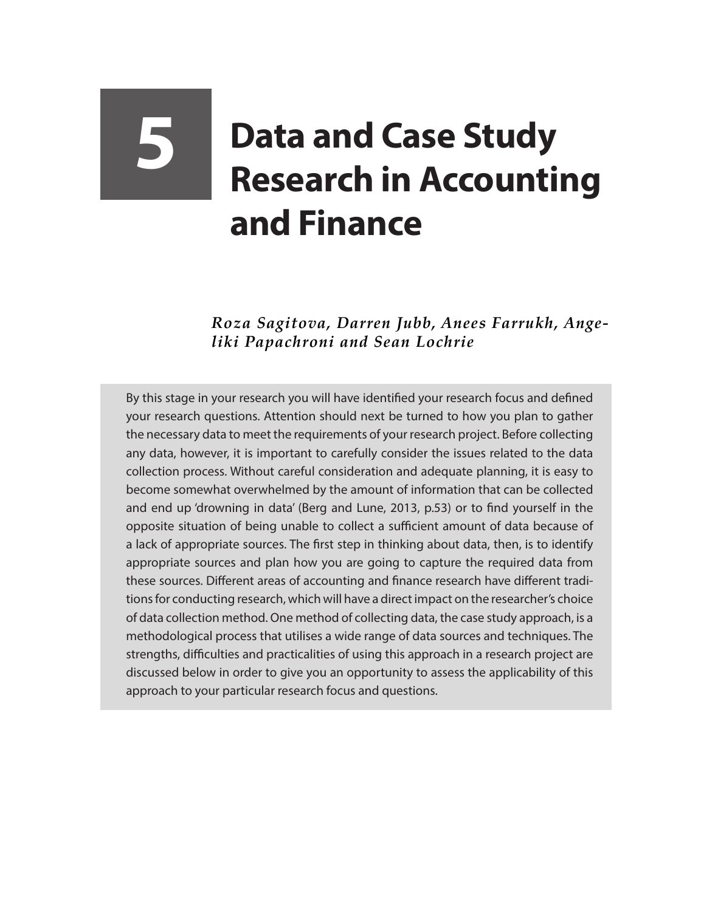# 5 Data and Case Study Research in Accounting and Finance

*Roza Sagitova, Darren Jubb, Anees Farrukh, Angeliki Papachroni and Sean Lochrie*

By this stage in your research you will have identified your research focus and defined your research questions. Attention should next be turned to how you plan to gather the necessary data to meet the requirements of your research project. Before collecting any data, however, it is important to carefully consider the issues related to the data collection process. Without careful consideration and adequate planning, it is easy to become somewhat overwhelmed by the amount of information that can be collected and end up 'drowning in data' (Berg and Lune, 2013, p.53) or to find yourself in the opposite situation of being unable to collect a sufficient amount of data because of a lack of appropriate sources. The first step in thinking about data, then, is to identify appropriate sources and plan how you are going to capture the required data from these sources. Different areas of accounting and finance research have different traditions for conducting research, which will have a direct impact on the researcher's choice of data collection method. One method of collecting data, the case study approach, is a methodological process that utilises a wide range of data sources and techniques. The strengths, difficulties and practicalities of using this approach in a research project are discussed below in order to give you an opportunity to assess the applicability of this approach to your particular research focus and questions.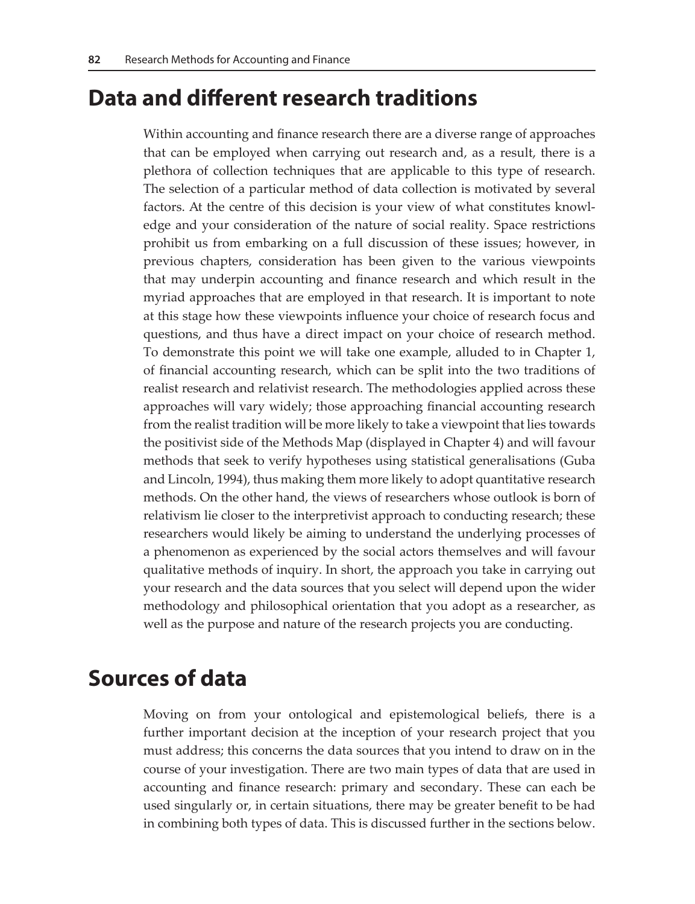## Data and different research traditions

Within accounting and finance research there are a diverse range of approaches that can be employed when carrying out research and, as a result, there is a plethora of collection techniques that are applicable to this type of research. The selection of a particular method of data collection is motivated by several factors. At the centre of this decision is your view of what constitutes knowledge and your consideration of the nature of social reality. Space restrictions prohibit us from embarking on a full discussion of these issues; however, in previous chapters, consideration has been given to the various viewpoints that may underpin accounting and finance research and which result in the myriad approaches that are employed in that research. It is important to note at this stage how these viewpoints influence your choice of research focus and questions, and thus have a direct impact on your choice of research method. To demonstrate this point we will take one example, alluded to in Chapter 1, of financial accounting research, which can be split into the two traditions of realist research and relativist research. The methodologies applied across these approaches will vary widely; those approaching financial accounting research from the realist tradition will be more likely to take a viewpoint that lies towards the positivist side of the Methods Map (displayed in Chapter 4) and will favour methods that seek to verify hypotheses using statistical generalisations (Guba and Lincoln, 1994), thus making them more likely to adopt quantitative research methods. On the other hand, the views of researchers whose outlook is born of relativism lie closer to the interpretivist approach to conducting research; these researchers would likely be aiming to understand the underlying processes of a phenomenon as experienced by the social actors themselves and will favour qualitative methods of inquiry. In short, the approach you take in carrying out your research and the data sources that you select will depend upon the wider methodology and philosophical orientation that you adopt as a researcher, as well as the purpose and nature of the research projects you are conducting.

## Sources of data

Moving on from your ontological and epistemological beliefs, there is a further important decision at the inception of your research project that you must address; this concerns the data sources that you intend to draw on in the course of your investigation. There are two main types of data that are used in accounting and finance research: primary and secondary. These can each be used singularly or, in certain situations, there may be greater benefit to be had in combining both types of data. This is discussed further in the sections below.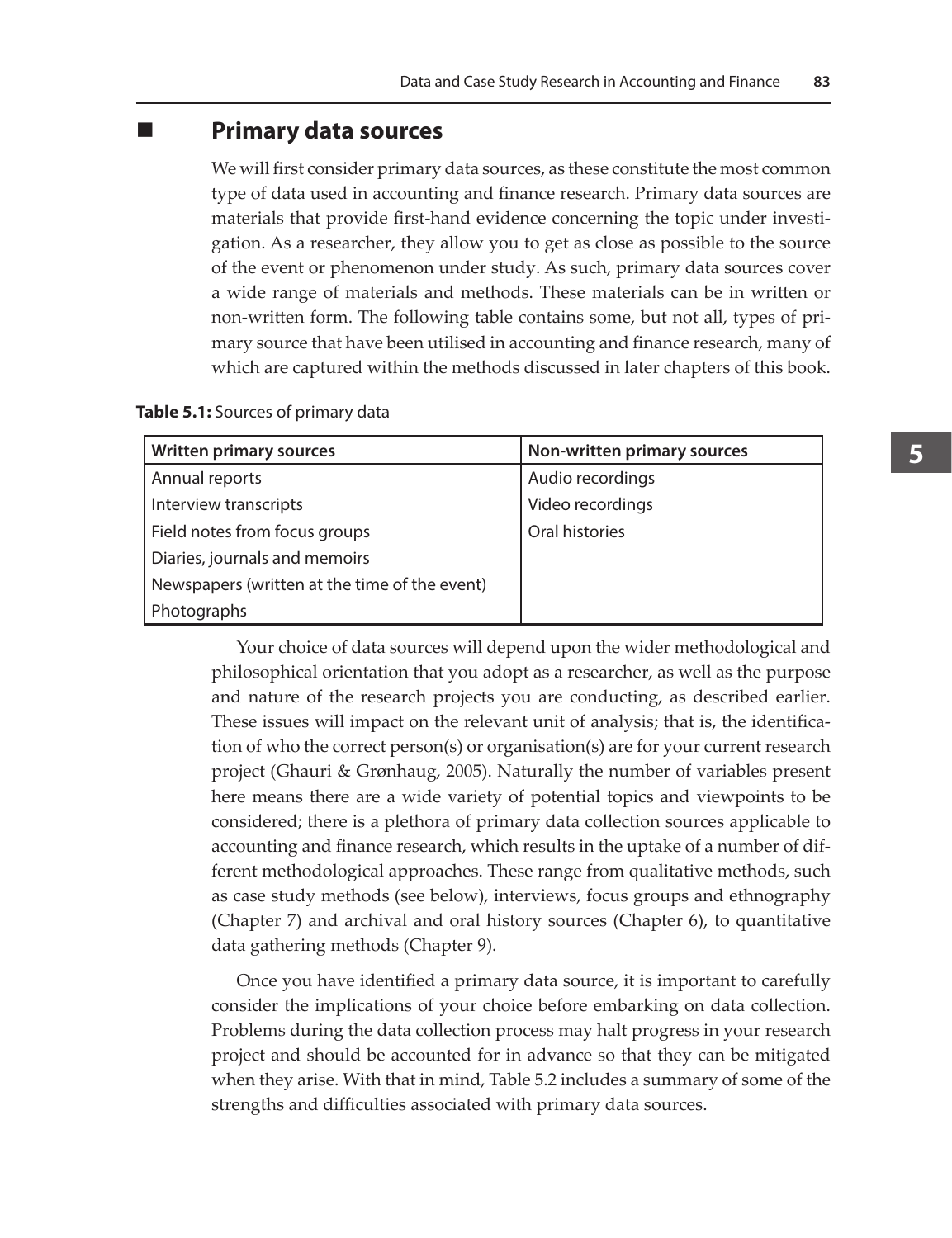## Primary data sources

We will first consider primary data sources, as these constitute the most common type of data used in accounting and finance research. Primary data sources are materials that provide first-hand evidence concerning the topic under investigation. As a researcher, they allow you to get as close as possible to the source of the event or phenomenon under study. As such, primary data sources cover a wide range of materials and methods. These materials can be in written or non-written form. The following table contains some, but not all, types of primary source that have been utilised in accounting and finance research, many of which are captured within the methods discussed in later chapters of this book.

**Table 5.1:** Sources of primary data

| Written primary sources | Non-written primary sources |
|---|---|
| Annual reports | Audio recordings |
| Interview transcripts | Video recordings |
| Field notes from focus groups | Oral histories |
| Diaries, journals and memoirs | |
| Newspapers (written at the time of the event) | |
| Photographs | |

Your choice of data sources will depend upon the wider methodological and philosophical orientation that you adopt as a researcher, as well as the purpose and nature of the research projects you are conducting, as described earlier. These issues will impact on the relevant unit of analysis; that is, the identification of who the correct person(s) or organisation(s) are for your current research project (Ghauri & Grønhaug, 2005). Naturally the number of variables present here means there are a wide variety of potential topics and viewpoints to be considered; there is a plethora of primary data collection sources applicable to accounting and finance research, which results in the uptake of a number of different methodological approaches. These range from qualitative methods, such as case study methods (see below), interviews, focus groups and ethnography (Chapter 7) and archival and oral history sources (Chapter 6), to quantitative data gathering methods (Chapter 9).

Once you have identified a primary data source, it is important to carefully consider the implications of your choice before embarking on data collection. Problems during the data collection process may halt progress in your research project and should be accounted for in advance so that they can be mitigated when they arise. With that in mind, Table 5.2 includes a summary of some of the strengths and difficulties associated with primary data sources.